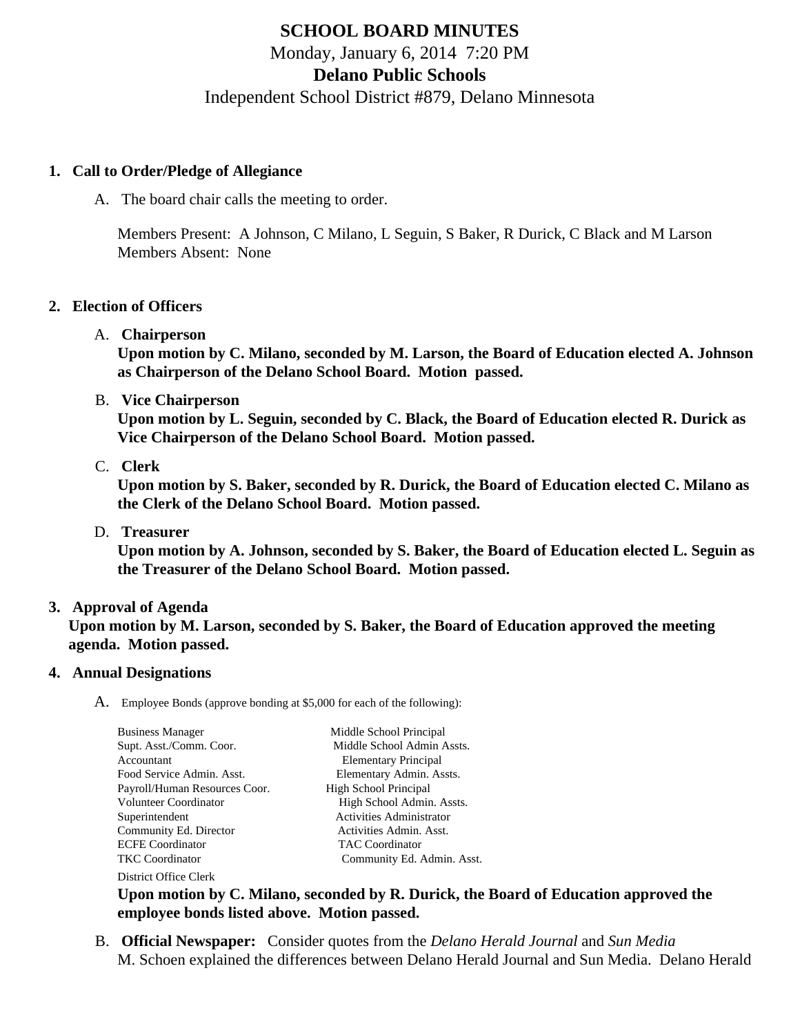# SCHOOL BOARD MINUTES

Monday, January 6, 2014 7:20 PM

**Delano Public Schools**

Independent School District #879, Delano Minnesota

1. **Call to Order/Pledge of Allegiance**

   A. The board chair calls the meeting to order.

   Members Present: A Johnson, C Milano, L Seguin, S Baker, R Durick, C Black and M Larson
   Members Absent: None

2. **Election of Officers**

   A. **Chairperson**
   **Upon motion by C. Milano, seconded by M. Larson, the Board of Education elected A. Johnson as Chairperson of the Delano School Board. Motion passed.**

   B. **Vice Chairperson**
   **Upon motion by L. Seguin, seconded by C. Black, the Board of Education elected R. Durick as Vice Chairperson of the Delano School Board. Motion passed.**

   C. **Clerk**
   **Upon motion by S. Baker, seconded by R. Durick, the Board of Education elected C. Milano as the Clerk of the Delano School Board. Motion passed.**

   D. **Treasurer**
   **Upon motion by A. Johnson, seconded by S. Baker, the Board of Education elected L. Seguin as the Treasurer of the Delano School Board. Motion passed.**

3. **Approval of Agenda**
   **Upon motion by M. Larson, seconded by S. Baker, the Board of Education approved the meeting agenda. Motion passed.**

4. **Annual Designations**

   A. Employee Bonds (approve bonding at $5,000 for each of the following):

   | | |
   |---|---|
   | Business Manager | Middle School Principal |
   | Supt. Asst./Comm. Coor. | Middle School Admin Assts. |
   | Accountant | Elementary Principal |
   | Food Service Admin. Asst. | Elementary Admin. Assts. |
   | Payroll/Human Resources Coor. | High School Principal |
   | Volunteer Coordinator | High School Admin. Assts. |
   | Superintendent | Activities Administrator |
   | Community Ed. Director | Activities Admin. Asst. |
   | ECFE Coordinator | TAC Coordinator |
   | TKC Coordinator | Community Ed. Admin. Asst. |
   | District Office Clerk | |

   **Upon motion by C. Milano, seconded by R. Durick, the Board of Education approved the employee bonds listed above. Motion passed.**

   B. **Official Newspaper:** Consider quotes from the *Delano Herald Journal* and *Sun Media*
   M. Schoen explained the differences between Delano Herald Journal and Sun Media. Delano Herald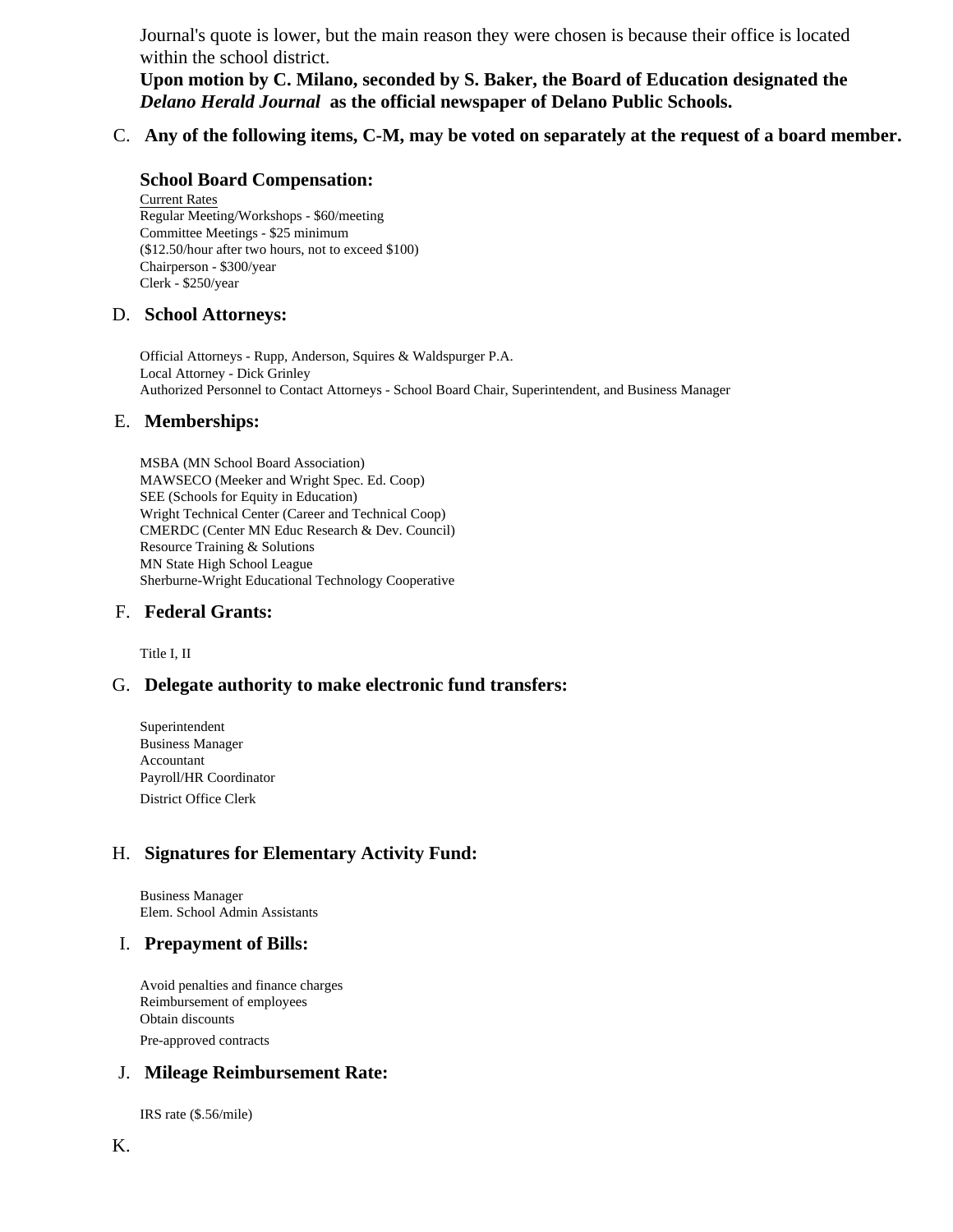Journal's quote is lower, but the main reason they were chosen is because their office is located within the school district.

**Upon motion by C. Milano, seconded by S. Baker, the Board of Education designated the *Delano Herald Journal* as the official newspaper of Delano Public Schools.**

C. **Any of the following items, C-M, may be voted on separately at the request of a board member.**

**School Board Compensation:**

<u>Current Rates</u>
Regular Meeting/Workshops - $60/meeting
Committee Meetings - $25 minimum
($12.50/hour after two hours, not to exceed $100)
Chairperson - $300/year
Clerk - $250/year

D. **School Attorneys:**

Official Attorneys - Rupp, Anderson, Squires & Waldspurger P.A.
Local Attorney - Dick Grinley
Authorized Personnel to Contact Attorneys - School Board Chair, Superintendent, and Business Manager

E. **Memberships:**

MSBA (MN School Board Association)
MAWSECO (Meeker and Wright Spec. Ed. Coop)
SEE (Schools for Equity in Education)
Wright Technical Center (Career and Technical Coop)
CMERDC (Center MN Educ Research & Dev. Council)
Resource Training & Solutions
MN State High School League
Sherburne-Wright Educational Technology Cooperative

F. **Federal Grants:**

Title I, II

G. **Delegate authority to make electronic fund transfers:**

Superintendent
Business Manager
Accountant
Payroll/HR Coordinator
District Office Clerk

H. **Signatures for Elementary Activity Fund:**

Business Manager
Elem. School Admin Assistants

I. **Prepayment of Bills:**

Avoid penalties and finance charges
Reimbursement of employees
Obtain discounts
Pre-approved contracts

J. **Mileage Reimbursement Rate:**

IRS rate ($.56/mile)

K.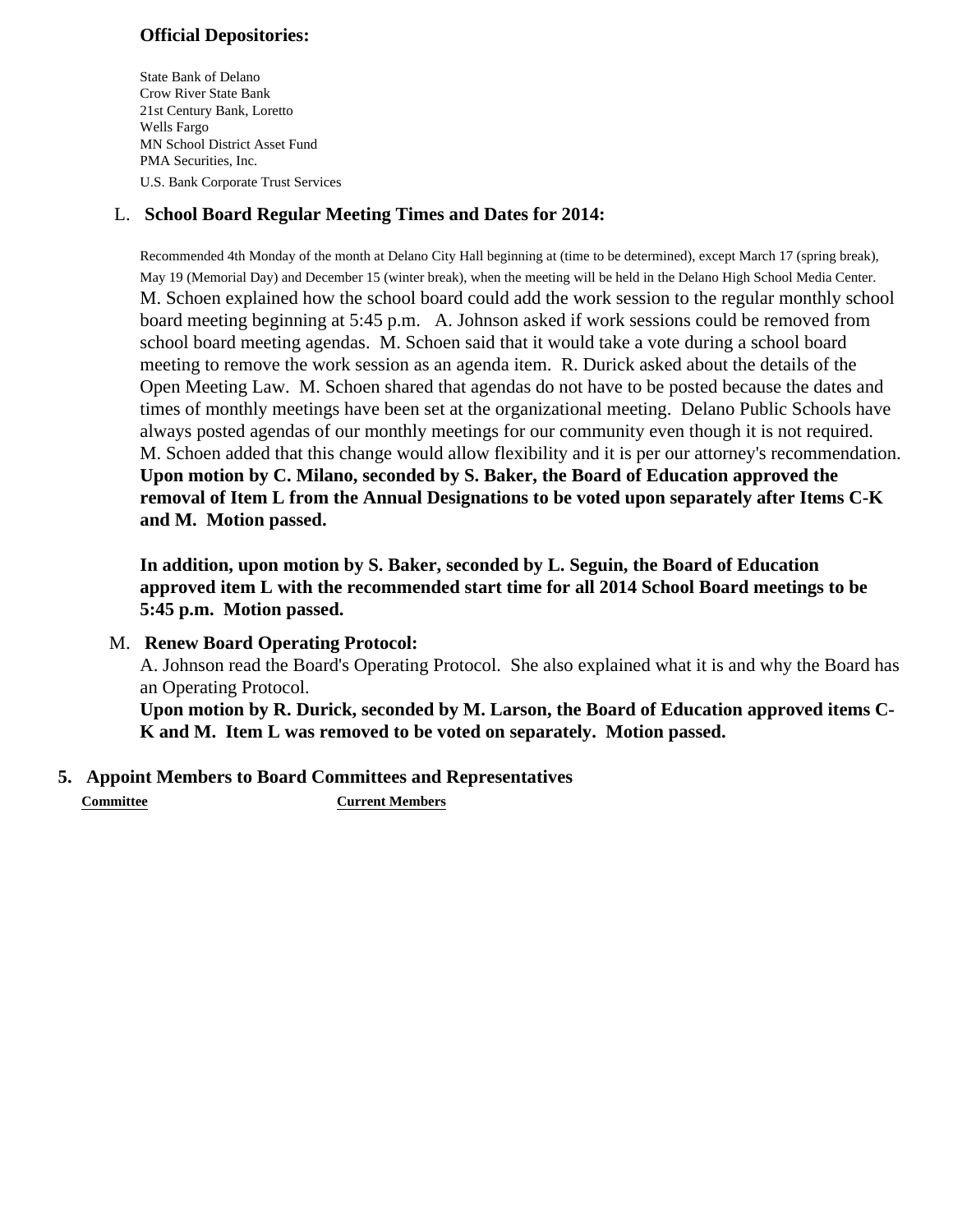**Official Depositories:**

State Bank of Delano
Crow River State Bank
21st Century Bank, Loretto
Wells Fargo
MN School District Asset Fund
PMA Securities, Inc.
U.S. Bank Corporate Trust Services

L. **School Board Regular Meeting Times and Dates for 2014:**

Recommended 4th Monday of the month at Delano City Hall beginning at (time to be determined), except March 17 (spring break), May 19 (Memorial Day) and December 15 (winter break), when the meeting will be held in the Delano High School Media Center.
M. Schoen explained how the school board could add the work session to the regular monthly school board meeting beginning at 5:45 p.m. A. Johnson asked if work sessions could be removed from school board meeting agendas. M. Schoen said that it would take a vote during a school board meeting to remove the work session as an agenda item. R. Durick asked about the details of the Open Meeting Law. M. Schoen shared that agendas do not have to be posted because the dates and times of monthly meetings have been set at the organizational meeting. Delano Public Schools have always posted agendas of our monthly meetings for our community even though it is not required. M. Schoen added that this change would allow flexibility and it is per our attorney's recommendation.
**Upon motion by C. Milano, seconded by S. Baker, the Board of Education approved the removal of Item L from the Annual Designations to be voted upon separately after Items C-K and M. Motion passed.**

**In addition, upon motion by S. Baker, seconded by L. Seguin, the Board of Education approved item L with the recommended start time for all 2014 School Board meetings to be 5:45 p.m. Motion passed.**

M. **Renew Board Operating Protocol:**
A. Johnson read the Board's Operating Protocol. She also explained what it is and why the Board has an Operating Protocol.
**Upon motion by R. Durick, seconded by M. Larson, the Board of Education approved items C-K and M. Item L was removed to be voted on separately. Motion passed.**

## 5. Appoint Members to Board Committees and Representatives

| Committee | Current Members |
| --- | --- |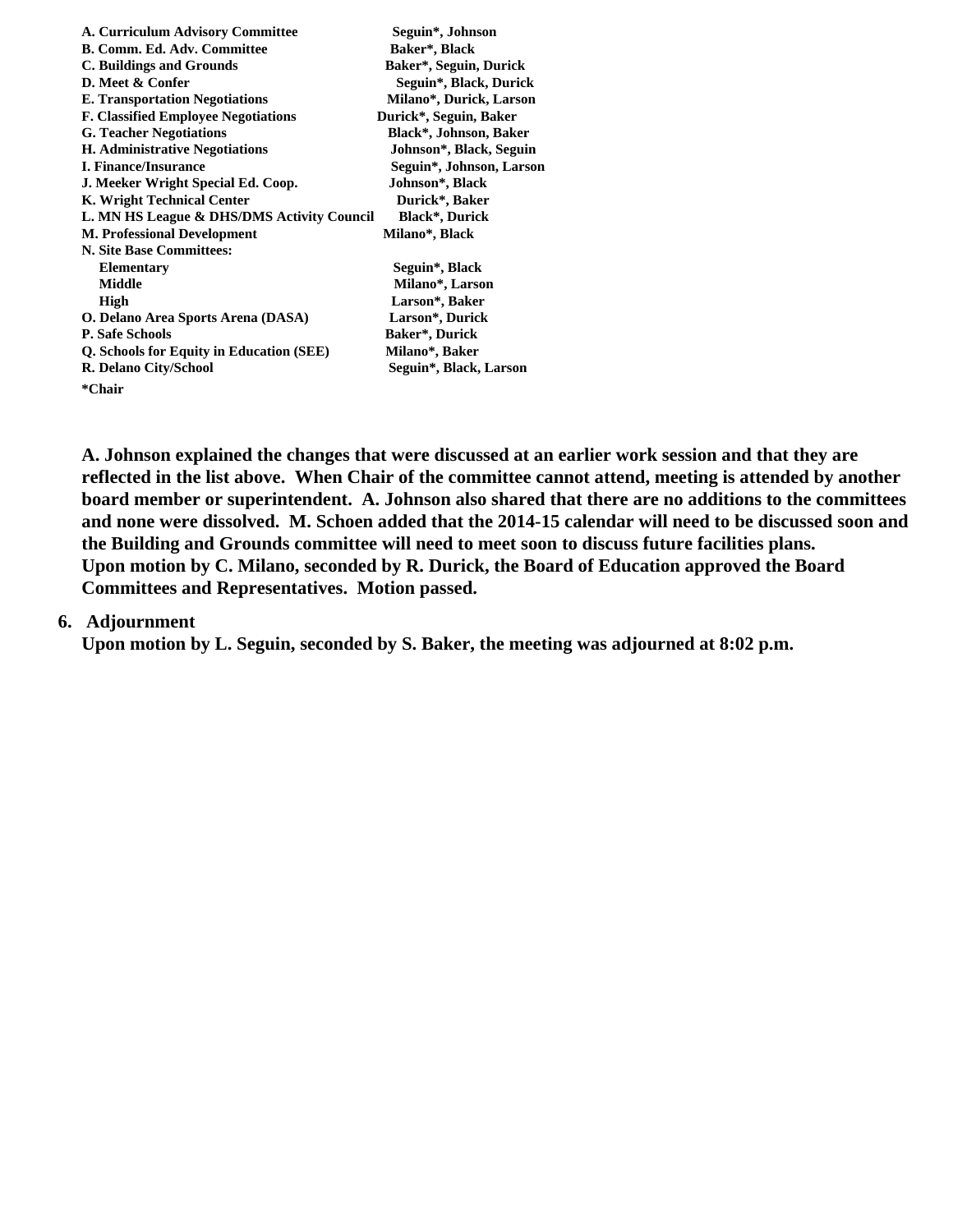| | |
|---|---|
| **A. Curriculum Advisory Committee** | **Seguin*, Johnson** |
| **B. Comm. Ed. Adv. Committee** | **Baker*, Black** |
| **C. Buildings and Grounds** | **Baker*, Seguin, Durick** |
| **D. Meet & Confer** | **Seguin*, Black, Durick** |
| **E. Transportation Negotiations** | **Milano*, Durick, Larson** |
| **F. Classified Employee Negotiations** | **Durick*, Seguin, Baker** |
| **G. Teacher Negotiations** | **Black*, Johnson, Baker** |
| **H. Administrative Negotiations** | **Johnson*, Black, Seguin** |
| **I. Finance/Insurance** | **Seguin*, Johnson, Larson** |
| **J. Meeker Wright Special Ed. Coop.** | **Johnson*, Black** |
| **K. Wright Technical Center** | **Durick*, Baker** |
| **L. MN HS League & DHS/DMS Activity Council** | **Black*, Durick** |
| **M. Professional Development** | **Milano*, Black** |
| **N. Site Base Committees:** | |
| **Elementary** | **Seguin*, Black** |
| **Middle** | **Milano*, Larson** |
| **High** | **Larson*, Baker** |
| **O. Delano Area Sports Arena (DASA)** | **Larson*, Durick** |
| **P. Safe Schools** | **Baker*, Durick** |
| **Q. Schools for Equity in Education (SEE)** | **Milano*, Baker** |
| **R. Delano City/School** | **Seguin*, Black, Larson** |

**\*Chair**

**A. Johnson explained the changes that were discussed at an earlier work session and that they are reflected in the list above. When Chair of the committee cannot attend, meeting is attended by another board member or superintendent. A. Johnson also shared that there are no additions to the committees and none were dissolved. M. Schoen added that the 2014-15 calendar will need to be discussed soon and the Building and Grounds committee will need to meet soon to discuss future facilities plans.**
**Upon motion by C. Milano, seconded by R. Durick, the Board of Education approved the Board Committees and Representatives. Motion passed.**

**6. Adjournment**
**Upon motion by L. Seguin, seconded by S. Baker, the meeting was adjourned at 8:02 p.m.**